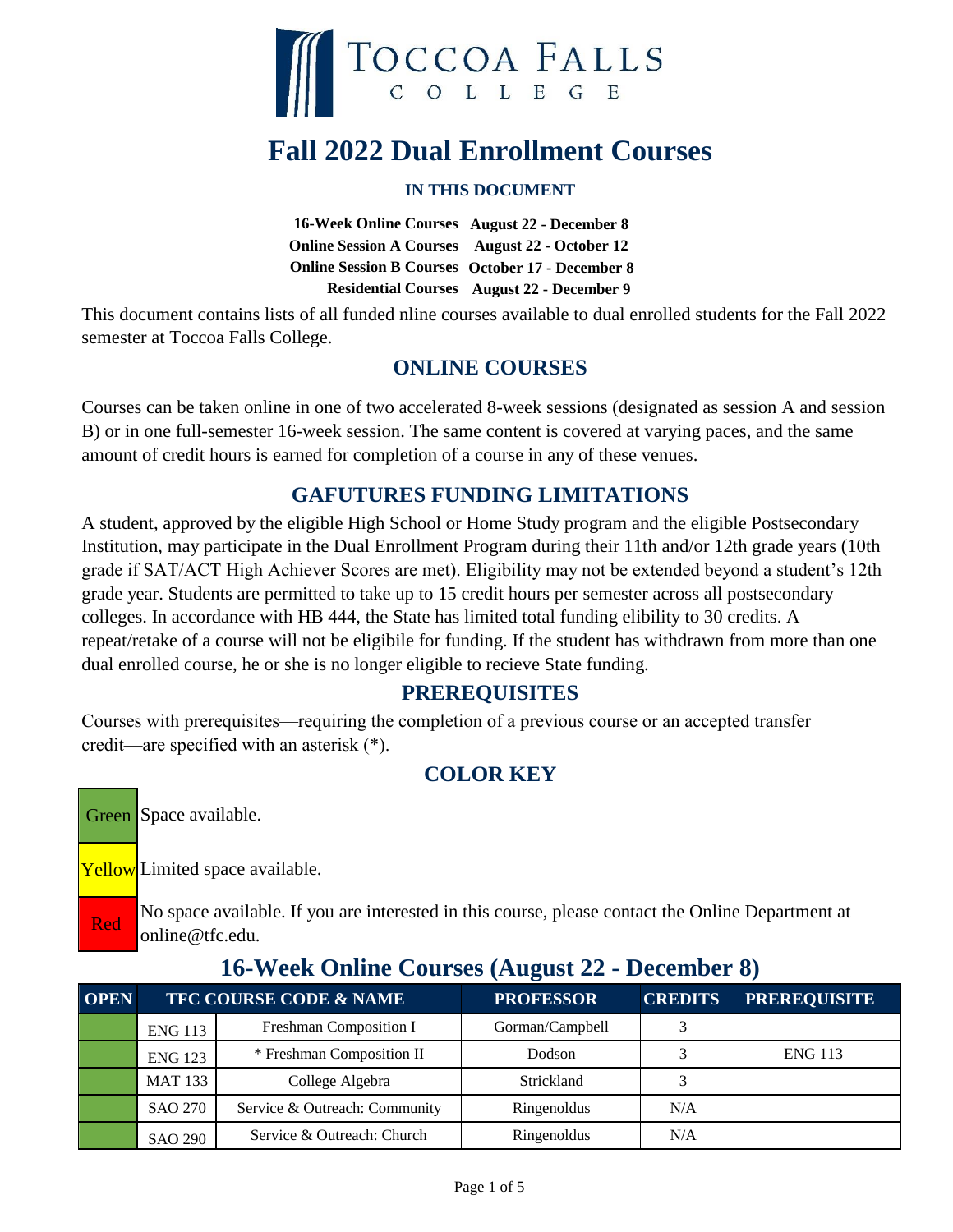# Toccoa Falls College

# Fall 2022 Dual Enrollment Courses

**IN THIS DOCUMENT**

| | |
|---|---|
| **16-Week Online Courses** | **August 22 - December 8** |
| **Online Session A Courses** | **August 22 - October 12** |
| **Online Session B Courses** | **October 17 - December 8** |
| **Residential Courses** | **August 22 - December 9** |

This document contains lists of all funded nline courses available to dual enrolled students for the Fall 2022 semester at Toccoa Falls College.

## ONLINE COURSES

Courses can be taken online in one of two accelerated 8-week sessions (designated as session A and session B) or in one full-semester 16-week session. The same content is covered at varying paces, and the same amount of credit hours is earned for completion of a course in any of these venues.

## GAFUTURES FUNDING LIMITATIONS

A student, approved by the eligible High School or Home Study program and the eligible Postsecondary Institution, may participate in the Dual Enrollment Program during their 11th and/or 12th grade years (10th grade if SAT/ACT High Achiever Scores are met). Eligibility may not be extended beyond a student's 12th grade year. Students are permitted to take up to 15 credit hours per semester across all postsecondary colleges. In accordance with HB 444, the State has limited total funding elibility to 30 credits. A repeat/retake of a course will not be eligibile for funding. If the student has withdrawn from more than one dual enrolled course, he or she is no longer eligible to recieve State funding.

## PREREQUISITES

Courses with prerequisites—requiring the completion of a previous course or an accepted transfer credit—are specified with an asterisk (*).

## COLOR KEY

| Color | Meaning |
|---|---|
| Green | Space available. |
| Yellow | Limited space available. |
| Red | No space available. If you are interested in this course, please contact the Online Department at online@tfc.edu. |

## 16-Week Online Courses (August 22 - December 8)

| OPEN | TFC COURSE CODE & NAME | | PROFESSOR | CREDITS | PREREQUISITE |
|---|---|---|---|---|---|
| Green | ENG 113 | Freshman Composition I | Gorman/Campbell | 3 | |
| Green | ENG 123 | * Freshman Composition II | Dodson | 3 | ENG 113 |
| Green | MAT 133 | College Algebra | Strickland | 3 | |
| Green | SAO 270 | Service & Outreach: Community | Ringenoldus | N/A | |
| Green | SAO 290 | Service & Outreach: Church | Ringenoldus | N/A | |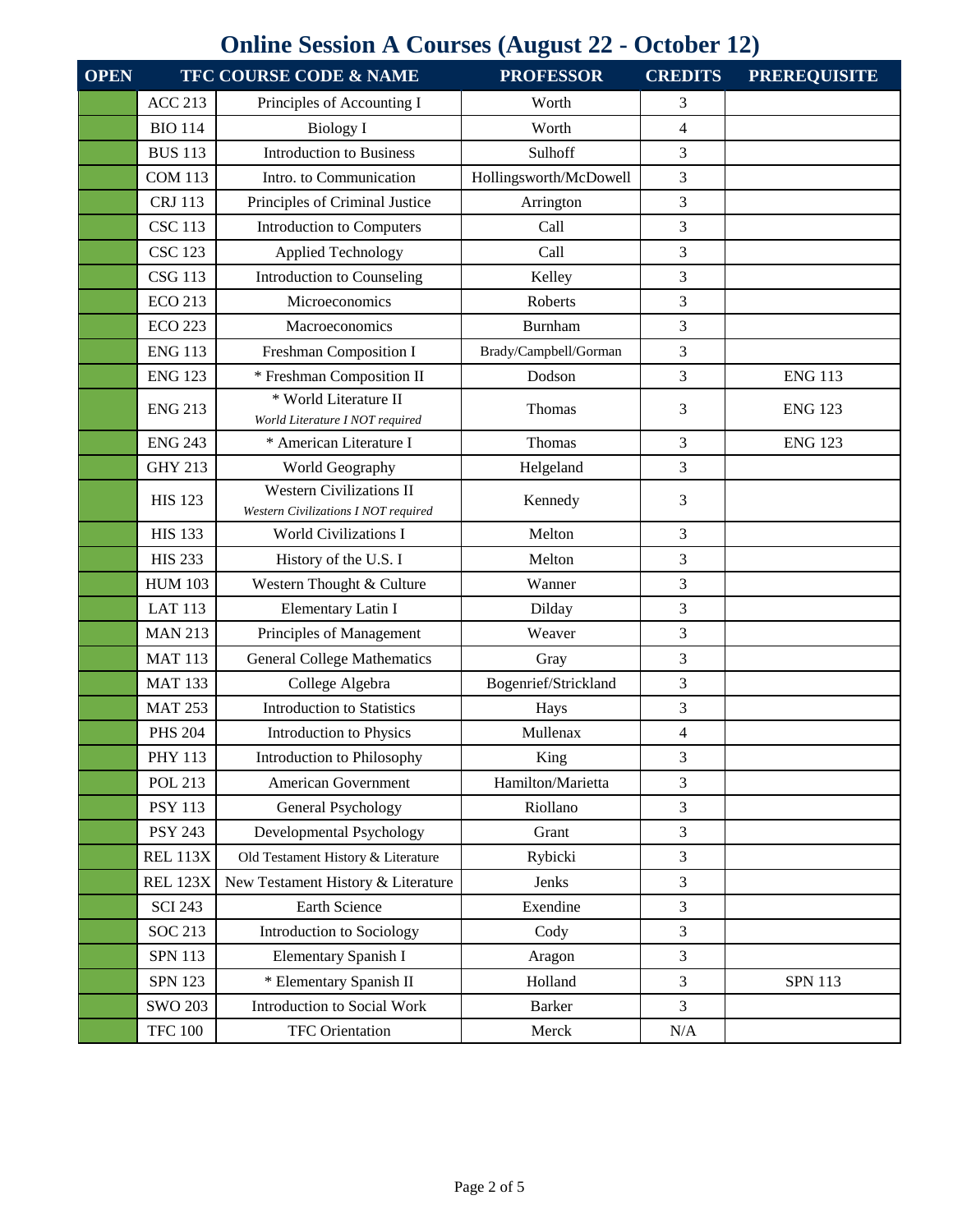# Online Session A Courses (August 22 - October 12)

| OPEN | TFC COURSE CODE & NAME | | PROFESSOR | CREDITS | PREREQUISITE |
|---|---|---|---|---|---|
| | ACC 213 | Principles of Accounting I | Worth | 3 | |
| | BIO 114 | Biology I | Worth | 4 | |
| | BUS 113 | Introduction to Business | Sulhoff | 3 | |
| | COM 113 | Intro. to Communication | Hollingsworth/McDowell | 3 | |
| | CRJ 113 | Principles of Criminal Justice | Arrington | 3 | |
| | CSC 113 | Introduction to Computers | Call | 3 | |
| | CSC 123 | Applied Technology | Call | 3 | |
| | CSG 113 | Introduction to Counseling | Kelley | 3 | |
| | ECO 213 | Microeconomics | Roberts | 3 | |
| | ECO 223 | Macroeconomics | Burnham | 3 | |
| | ENG 113 | Freshman Composition I | Brady/Campbell/Gorman | 3 | |
| | ENG 123 | * Freshman Composition II | Dodson | 3 | ENG 113 |
| | ENG 213 | * World Literature II<br>*World Literature I NOT required* | Thomas | 3 | ENG 123 |
| | ENG 243 | * American Literature I | Thomas | 3 | ENG 123 |
| | GHY 213 | World Geography | Helgeland | 3 | |
| | HIS 123 | Western Civilizations II<br>*Western Civilizations I NOT required* | Kennedy | 3 | |
| | HIS 133 | World Civilizations I | Melton | 3 | |
| | HIS 233 | History of the U.S. I | Melton | 3 | |
| | HUM 103 | Western Thought & Culture | Wanner | 3 | |
| | LAT 113 | Elementary Latin I | Dilday | 3 | |
| | MAN 213 | Principles of Management | Weaver | 3 | |
| | MAT 113 | General College Mathematics | Gray | 3 | |
| | MAT 133 | College Algebra | Bogenrief/Strickland | 3 | |
| | MAT 253 | Introduction to Statistics | Hays | 3 | |
| | PHS 204 | Introduction to Physics | Mullenax | 4 | |
| | PHY 113 | Introduction to Philosophy | King | 3 | |
| | POL 213 | American Government | Hamilton/Marietta | 3 | |
| | PSY 113 | General Psychology | Riollano | 3 | |
| | PSY 243 | Developmental Psychology | Grant | 3 | |
| | REL 113X | Old Testament History & Literature | Rybicki | 3 | |
| | REL 123X | New Testament History & Literature | Jenks | 3 | |
| | SCI 243 | Earth Science | Exendine | 3 | |
| | SOC 213 | Introduction to Sociology | Cody | 3 | |
| | SPN 113 | Elementary Spanish I | Aragon | 3 | |
| | SPN 123 | * Elementary Spanish II | Holland | 3 | SPN 113 |
| | SWO 203 | Introduction to Social Work | Barker | 3 | |
| | TFC 100 | TFC Orientation | Merck | N/A | |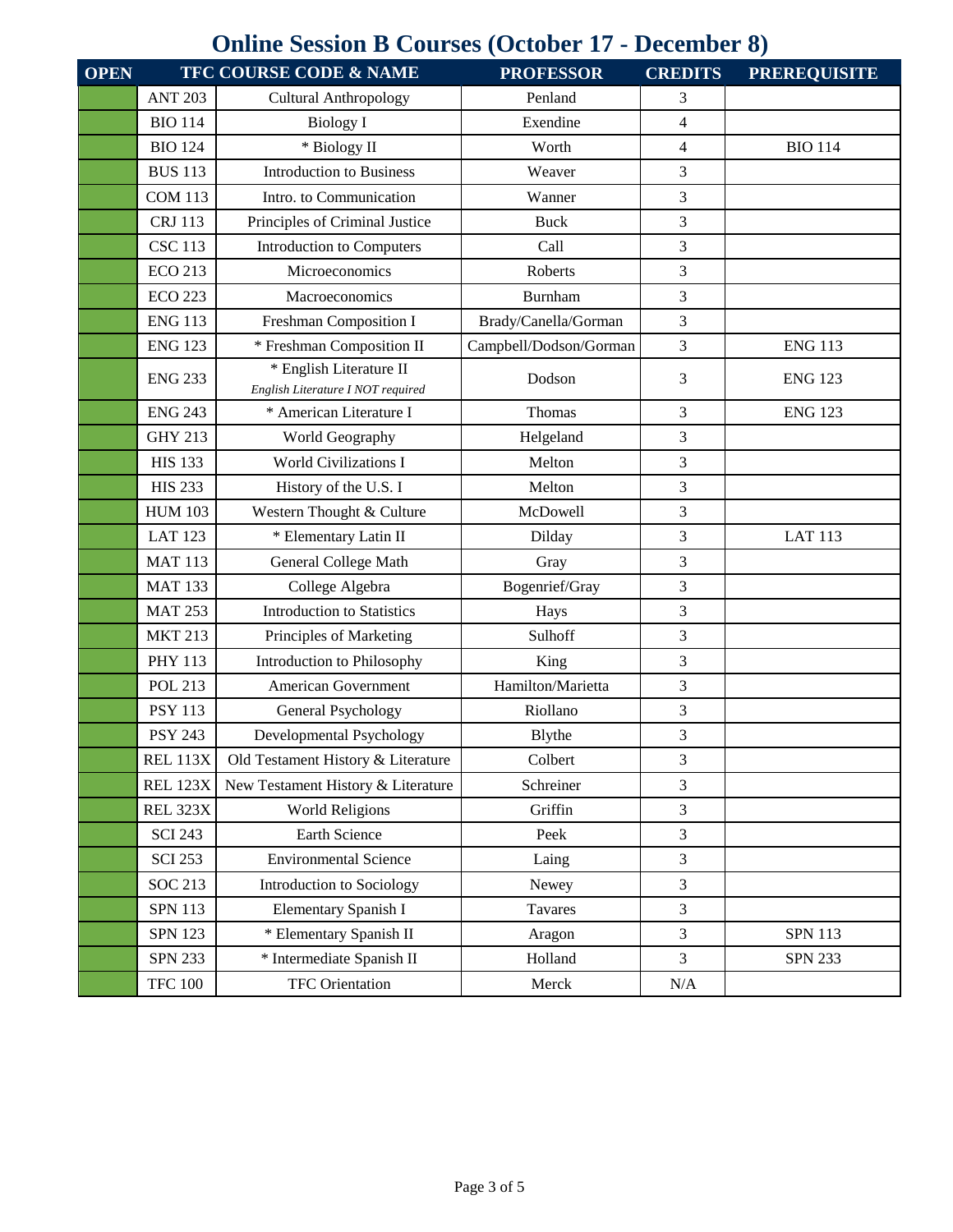# Online Session B Courses (October 17 - December 8)

| OPEN | TFC COURSE CODE | & NAME | PROFESSOR | CREDITS | PREREQUISITE |
|---|---|---|---|---|---|
| | ANT 203 | Cultural Anthropology | Penland | 3 | |
| | BIO 114 | Biology I | Exendine | 4 | |
| | BIO 124 | * Biology II | Worth | 4 | BIO 114 |
| | BUS 113 | Introduction to Business | Weaver | 3 | |
| | COM 113 | Intro. to Communication | Wanner | 3 | |
| | CRJ 113 | Principles of Criminal Justice | Buck | 3 | |
| | CSC 113 | Introduction to Computers | Call | 3 | |
| | ECO 213 | Microeconomics | Roberts | 3 | |
| | ECO 223 | Macroeconomics | Burnham | 3 | |
| | ENG 113 | Freshman Composition I | Brady/Canella/Gorman | 3 | |
| | ENG 123 | * Freshman Composition II | Campbell/Dodson/Gorman | 3 | ENG 113 |
| | ENG 233 | * English Literature II *English Literature I NOT required* | Dodson | 3 | ENG 123 |
| | ENG 243 | * American Literature I | Thomas | 3 | ENG 123 |
| | GHY 213 | World Geography | Helgeland | 3 | |
| | HIS 133 | World Civilizations I | Melton | 3 | |
| | HIS 233 | History of the U.S. I | Melton | 3 | |
| | HUM 103 | Western Thought & Culture | McDowell | 3 | |
| | LAT 123 | * Elementary Latin II | Dilday | 3 | LAT 113 |
| | MAT 113 | General College Math | Gray | 3 | |
| | MAT 133 | College Algebra | Bogenrief/Gray | 3 | |
| | MAT 253 | Introduction to Statistics | Hays | 3 | |
| | MKT 213 | Principles of Marketing | Sulhoff | 3 | |
| | PHY 113 | Introduction to Philosophy | King | 3 | |
| | POL 213 | American Government | Hamilton/Marietta | 3 | |
| | PSY 113 | General Psychology | Riollano | 3 | |
| | PSY 243 | Developmental Psychology | Blythe | 3 | |
| | REL 113X | Old Testament History & Literature | Colbert | 3 | |
| | REL 123X | New Testament History & Literature | Schreiner | 3 | |
| | REL 323X | World Religions | Griffin | 3 | |
| | SCI 243 | Earth Science | Peek | 3 | |
| | SCI 253 | Environmental Science | Laing | 3 | |
| | SOC 213 | Introduction to Sociology | Newey | 3 | |
| | SPN 113 | Elementary Spanish I | Tavares | 3 | |
| | SPN 123 | * Elementary Spanish II | Aragon | 3 | SPN 113 |
| | SPN 233 | * Intermediate Spanish II | Holland | 3 | SPN 233 |
| | TFC 100 | TFC Orientation | Merck | N/A | |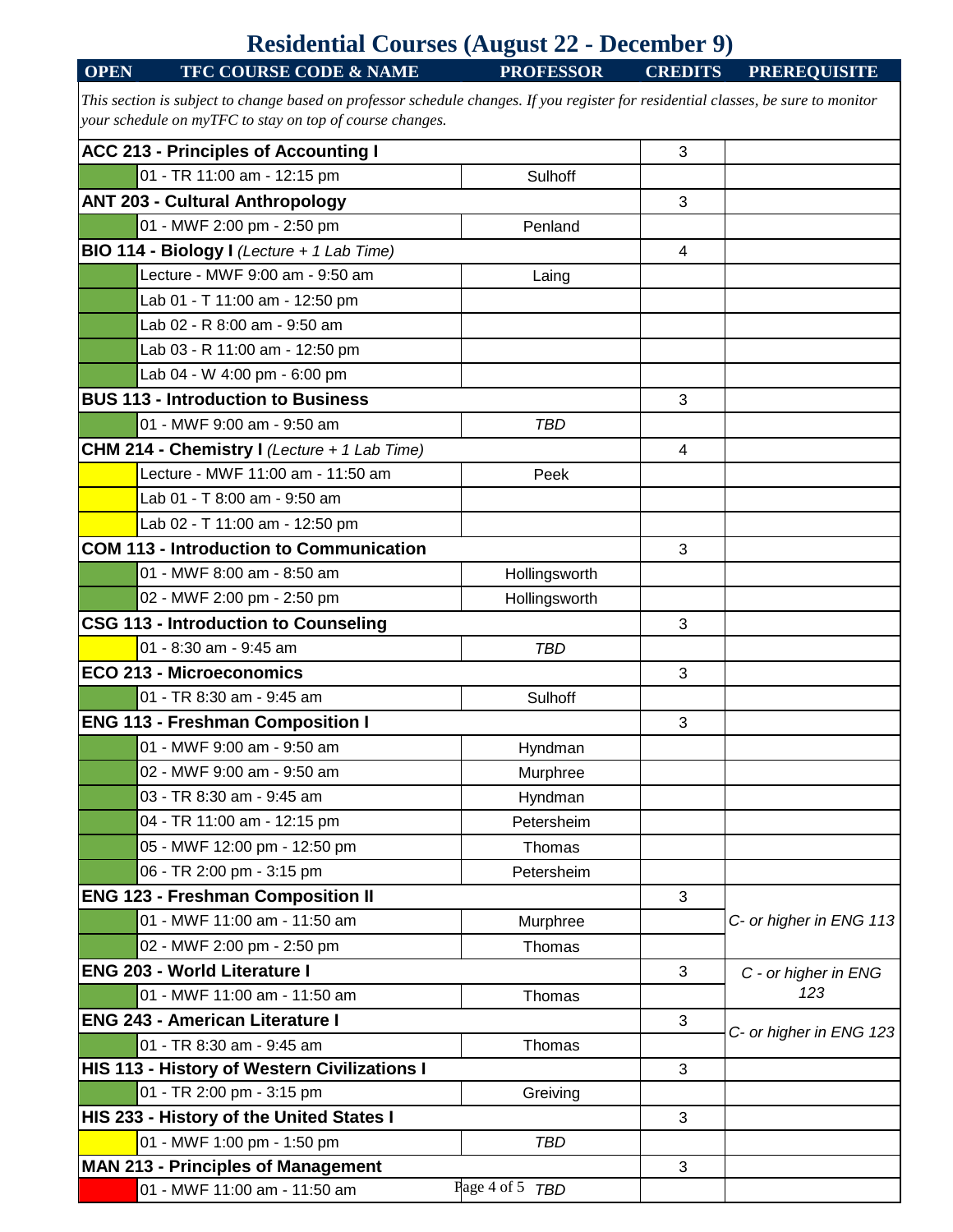# Residential Courses (August 22 - December 9)

| OPEN | TFC COURSE CODE & NAME | PROFESSOR | CREDITS | PREREQUISITE |
|---|---|---|---|---|
| *This section is subject to change based on professor schedule changes. If you register for residential classes, be sure to monitor your schedule on myTFC to stay on top of course changes.* | | | | |
| **ACC 213 - Principles of Accounting I** | | | 3 | |
| | 01 - TR 11:00 am - 12:15 pm | Sulhoff | | |
| **ANT 203 - Cultural Anthropology** | | | 3 | |
| | 01 - MWF 2:00 pm - 2:50 pm | Penland | | |
| **BIO 114 - Biology I** *(Lecture + 1 Lab Time)* | | | 4 | |
| | Lecture - MWF 9:00 am - 9:50 am | Laing | | |
| | Lab 01 - T 11:00 am - 12:50 pm | | | |
| | Lab 02 - R 8:00 am - 9:50 am | | | |
| | Lab 03 - R 11:00 am - 12:50 pm | | | |
| | Lab 04 - W 4:00 pm - 6:00 pm | | | |
| **BUS 113 - Introduction to Business** | | | 3 | |
| | 01 - MWF 9:00 am - 9:50 am | *TBD* | | |
| **CHM 214 - Chemistry I** *(Lecture + 1 Lab Time)* | | | 4 | |
| | Lecture - MWF 11:00 am - 11:50 am | Peek | | |
| | Lab 01 - T 8:00 am - 9:50 am | | | |
| | Lab 02 - T 11:00 am - 12:50 pm | | | |
| **COM 113 - Introduction to Communication** | | | 3 | |
| | 01 - MWF 8:00 am - 8:50 am | Hollingsworth | | |
| | 02 - MWF 2:00 pm - 2:50 pm | Hollingsworth | | |
| **CSG 113 - Introduction to Counseling** | | | 3 | |
| | 01 - 8:30 am - 9:45 am | *TBD* | | |
| **ECO 213 - Microeconomics** | | | 3 | |
| | 01 - TR 8:30 am - 9:45 am | Sulhoff | | |
| **ENG 113 - Freshman Composition I** | | | 3 | |
| | 01 - MWF 9:00 am - 9:50 am | Hyndman | | |
| | 02 - MWF 9:00 am - 9:50 am | Murphree | | |
| | 03 - TR 8:30 am - 9:45 am | Hyndman | | |
| | 04 - TR 11:00 am - 12:15 pm | Petersheim | | |
| | 05 - MWF 12:00 pm - 12:50 pm | Thomas | | |
| | 06 - TR 2:00 pm - 3:15 pm | Petersheim | | |
| **ENG 123 - Freshman Composition II** | | | 3 | *C- or higher in ENG 113* |
| | 01 - MWF 11:00 am - 11:50 am | Murphree | | |
| | 02 - MWF 2:00 pm - 2:50 pm | Thomas | | |
| **ENG 203 - World Literature I** | | | 3 | *C - or higher in ENG 123* |
| | 01 - MWF 11:00 am - 11:50 am | Thomas | | |
| **ENG 243 - American Literature I** | | | 3 | *C- or higher in ENG 123* |
| | 01 - TR 8:30 am - 9:45 am | Thomas | | |
| **HIS 113 - History of Western Civilizations I** | | | 3 | |
| | 01 - TR 2:00 pm - 3:15 pm | Greiving | | |
| **HIS 233 - History of the United States I** | | | 3 | |
| | 01 - MWF 1:00 pm - 1:50 pm | *TBD* | | |
| **MAN 213 - Principles of Management** | | | 3 | |
| | 01 - MWF 11:00 am - 11:50 am | *TBD* | | |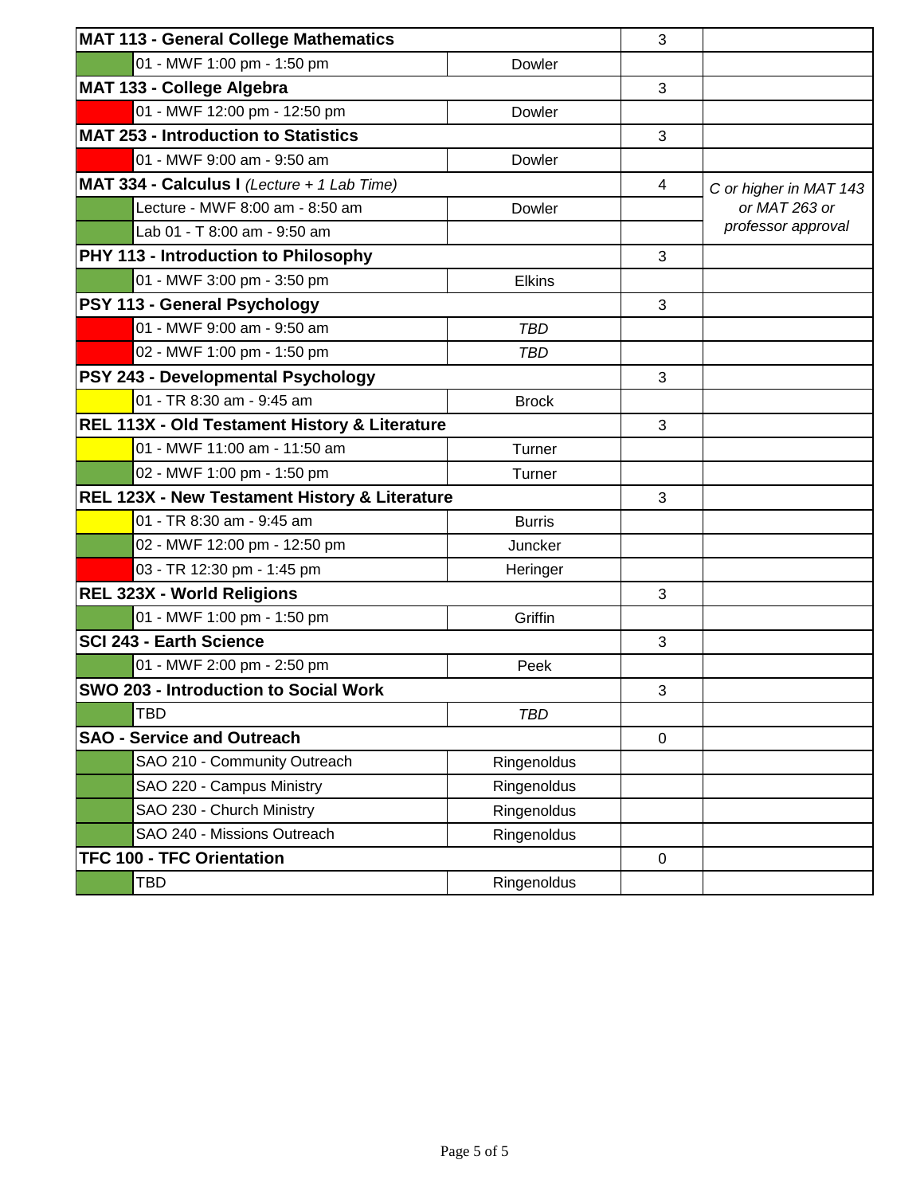| | | | | |
|---|---|---|---|---|
| **MAT 113 - General College Mathematics** | | | 3 | |
| | 01 - MWF 1:00 pm - 1:50 pm | Dowler | | |
| **MAT 133 - College Algebra** | | | 3 | |
| | 01 - MWF 12:00 pm - 12:50 pm | Dowler | | |
| **MAT 253 - Introduction to Statistics** | | | 3 | |
| | 01 - MWF 9:00 am - 9:50 am | Dowler | | |
| **MAT 334 - Calculus I** *(Lecture + 1 Lab Time)* | | | 4 | *C or higher in MAT 143 or MAT 263 or professor approval* |
| | Lecture - MWF 8:00 am - 8:50 am | Dowler | | |
| | Lab 01 - T 8:00 am - 9:50 am | | | |
| **PHY 113 - Introduction to Philosophy** | | | 3 | |
| | 01 - MWF 3:00 pm - 3:50 pm | Elkins | | |
| **PSY 113 - General Psychology** | | | 3 | |
| | 01 - MWF 9:00 am - 9:50 am | *TBD* | | |
| | 02 - MWF 1:00 pm - 1:50 pm | *TBD* | | |
| **PSY 243 - Developmental Psychology** | | | 3 | |
| | 01 - TR 8:30 am - 9:45 am | Brock | | |
| **REL 113X - Old Testament History & Literature** | | | 3 | |
| | 01 - MWF 11:00 am - 11:50 am | Turner | | |
| | 02 - MWF 1:00 pm - 1:50 pm | Turner | | |
| **REL 123X - New Testament History & Literature** | | | 3 | |
| | 01 - TR 8:30 am - 9:45 am | Burris | | |
| | 02 - MWF 12:00 pm - 12:50 pm | Juncker | | |
| | 03 - TR 12:30 pm - 1:45 pm | Heringer | | |
| **REL 323X - World Religions** | | | 3 | |
| | 01 - MWF 1:00 pm - 1:50 pm | Griffin | | |
| **SCI 243 - Earth Science** | | | 3 | |
| | 01 - MWF 2:00 pm - 2:50 pm | Peek | | |
| **SWO 203 - Introduction to Social Work** | | | 3 | |
| | TBD | *TBD* | | |
| **SAO - Service and Outreach** | | | 0 | |
| | SAO 210 - Community Outreach | Ringenoldus | | |
| | SAO 220 - Campus Ministry | Ringenoldus | | |
| | SAO 230 - Church Ministry | Ringenoldus | | |
| | SAO 240 - Missions Outreach | Ringenoldus | | |
| **TFC 100 - TFC Orientation** | | | 0 | |
| | TBD | Ringenoldus | | |